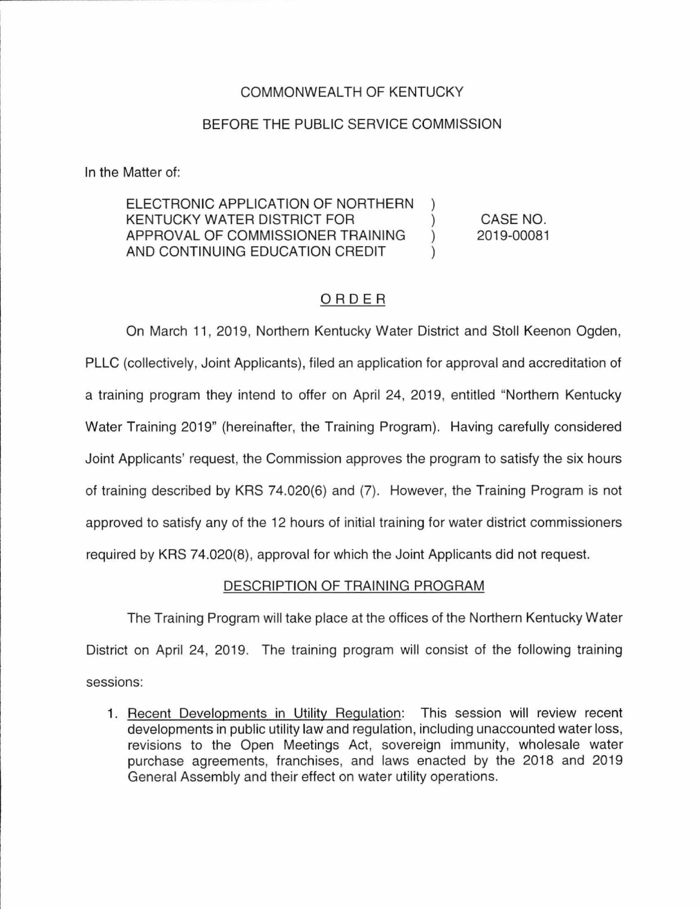COMMONWEALTH OF KENTUCKY

BEFORE THE PUBLIC SERVICE COMMISSION

In the Matter of:

| | | |
|---|---|---|
| ELECTRONIC APPLICATION OF NORTHERN KENTUCKY WATER DISTRICT FOR APPROVAL OF COMMISSIONER TRAINING AND CONTINUING EDUCATION CREDIT | ) | CASE NO. 2019-00081 |

## ORDER

On March 11, 2019, Northern Kentucky Water District and Stoll Keenon Ogden, PLLC (collectively, Joint Applicants), filed an application for approval and accreditation of a training program they intend to offer on April 24, 2019, entitled "Northern Kentucky Water Training 2019" (hereinafter, the Training Program). Having carefully considered Joint Applicants' request, the Commission approves the program to satisfy the six hours of training described by KRS 74.020(6) and (7). However, the Training Program is not approved to satisfy any of the 12 hours of initial training for water district commissioners required by KRS 74.020(8), approval for which the Joint Applicants did not request.

### DESCRIPTION OF TRAINING PROGRAM

The Training Program will take place at the offices of the Northern Kentucky Water District on April 24, 2019. The training program will consist of the following training sessions:

1. Recent Developments in Utility Regulation: This session will review recent developments in public utility law and regulation, including unaccounted water loss, revisions to the Open Meetings Act, sovereign immunity, wholesale water purchase agreements, franchises, and laws enacted by the 2018 and 2019 General Assembly and their effect on water utility operations.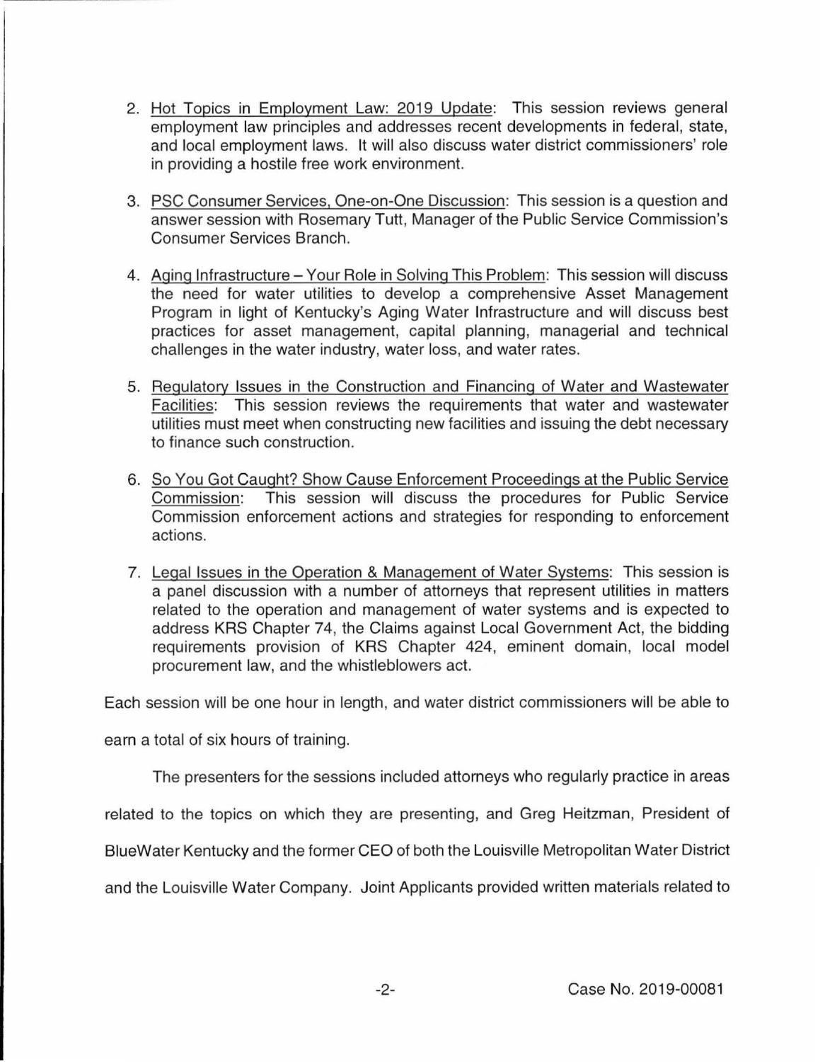2. Hot Topics in Employment Law: 2019 Update: This session reviews general employment law principles and addresses recent developments in federal, state, and local employment laws. It will also discuss water district commissioners' role in providing a hostile free work environment.

3. PSC Consumer Services, One-on-One Discussion: This session is a question and answer session with Rosemary Tutt, Manager of the Public Service Commission's Consumer Services Branch.

4. Aging Infrastructure – Your Role in Solving This Problem: This session will discuss the need for water utilities to develop a comprehensive Asset Management Program in light of Kentucky's Aging Water Infrastructure and will discuss best practices for asset management, capital planning, managerial and technical challenges in the water industry, water loss, and water rates.

5. Regulatory Issues in the Construction and Financing of Water and Wastewater Facilities: This session reviews the requirements that water and wastewater utilities must meet when constructing new facilities and issuing the debt necessary to finance such construction.

6. So You Got Caught? Show Cause Enforcement Proceedings at the Public Service Commission: This session will discuss the procedures for Public Service Commission enforcement actions and strategies for responding to enforcement actions.

7. Legal Issues in the Operation & Management of Water Systems: This session is a panel discussion with a number of attorneys that represent utilities in matters related to the operation and management of water systems and is expected to address KRS Chapter 74, the Claims against Local Government Act, the bidding requirements provision of KRS Chapter 424, eminent domain, local model procurement law, and the whistleblowers act.

Each session will be one hour in length, and water district commissioners will be able to earn a total of six hours of training.

The presenters for the sessions included attorneys who regularly practice in areas related to the topics on which they are presenting, and Greg Heitzman, President of BlueWater Kentucky and the former CEO of both the Louisville Metropolitan Water District and the Louisville Water Company. Joint Applicants provided written materials related to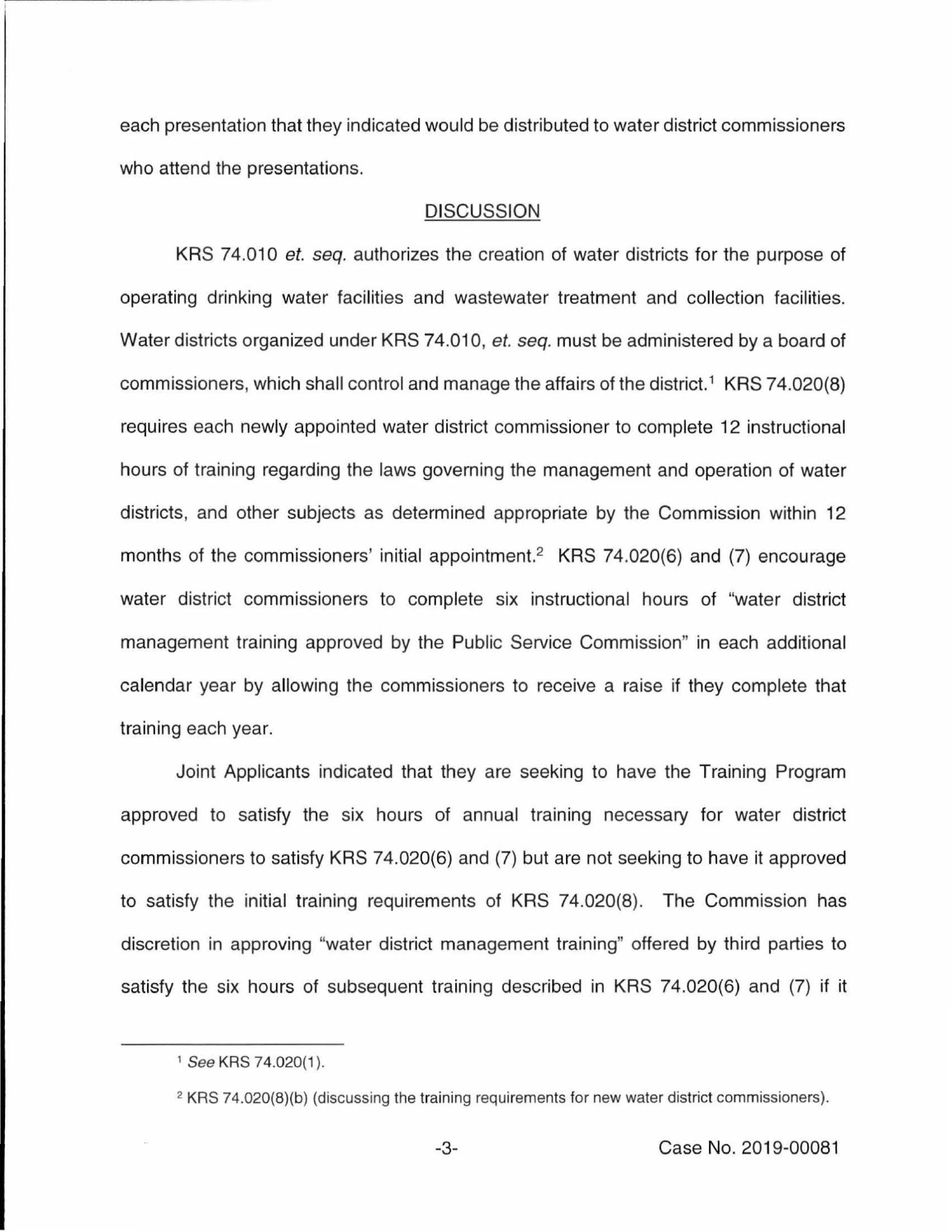each presentation that they indicated would be distributed to water district commissioners who attend the presentations.

## DISCUSSION

KRS 74.010 *et. seq.* authorizes the creation of water districts for the purpose of operating drinking water facilities and wastewater treatment and collection facilities. Water districts organized under KRS 74.010, *et. seq.* must be administered by a board of commissioners, which shall control and manage the affairs of the district.[1] KRS 74.020(8) requires each newly appointed water district commissioner to complete 12 instructional hours of training regarding the laws governing the management and operation of water districts, and other subjects as determined appropriate by the Commission within 12 months of the commissioners' initial appointment.[2] KRS 74.020(6) and (7) encourage water district commissioners to complete six instructional hours of "water district management training approved by the Public Service Commission" in each additional calendar year by allowing the commissioners to receive a raise if they complete that training each year.

Joint Applicants indicated that they are seeking to have the Training Program approved to satisfy the six hours of annual training necessary for water district commissioners to satisfy KRS 74.020(6) and (7) but are not seeking to have it approved to satisfy the initial training requirements of KRS 74.020(8). The Commission has discretion in approving "water district management training" offered by third parties to satisfy the six hours of subsequent training described in KRS 74.020(6) and (7) if it

---

[1] *See* KRS 74.020(1).

[2] KRS 74.020(8)(b) (discussing the training requirements for new water district commissioners).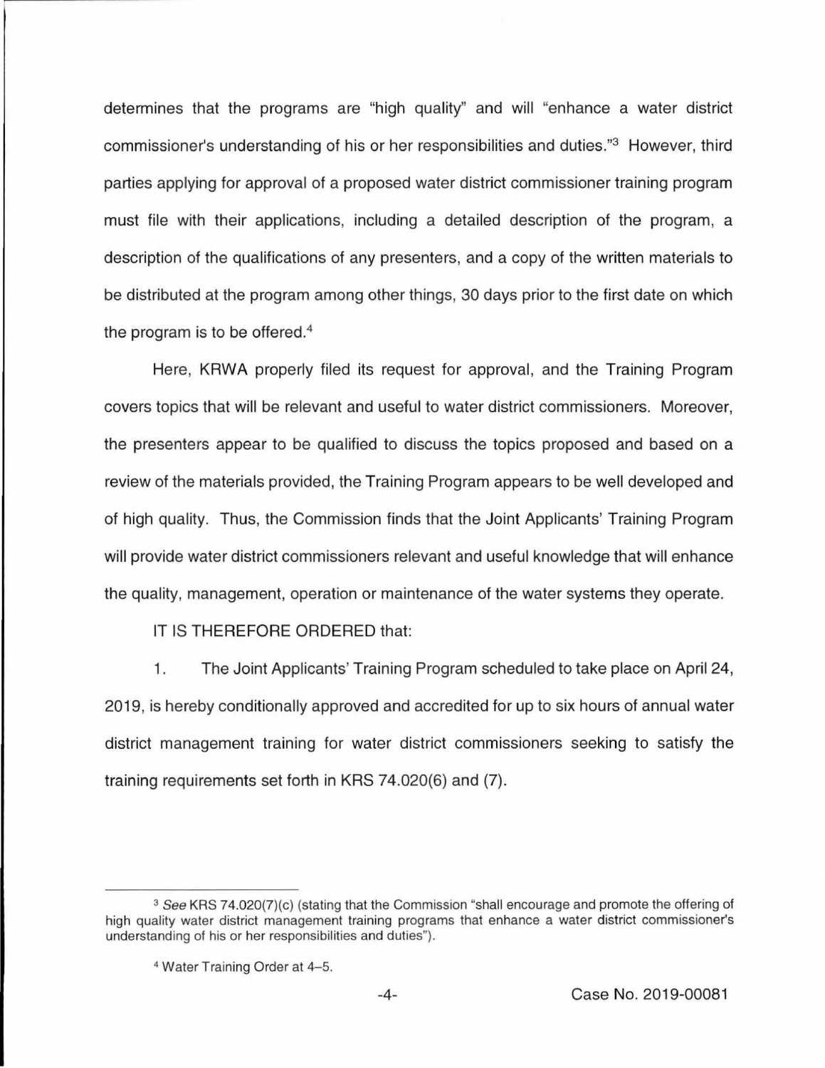determines that the programs are "high quality" and will "enhance a water district commissioner's understanding of his or her responsibilities and duties."[3] However, third parties applying for approval of a proposed water district commissioner training program must file with their applications, including a detailed description of the program, a description of the qualifications of any presenters, and a copy of the written materials to be distributed at the program among other things, 30 days prior to the first date on which the program is to be offered.[4]

Here, KRWA properly filed its request for approval, and the Training Program covers topics that will be relevant and useful to water district commissioners. Moreover, the presenters appear to be qualified to discuss the topics proposed and based on a review of the materials provided, the Training Program appears to be well developed and of high quality. Thus, the Commission finds that the Joint Applicants' Training Program will provide water district commissioners relevant and useful knowledge that will enhance the quality, management, operation or maintenance of the water systems they operate.

IT IS THEREFORE ORDERED that:

1. The Joint Applicants' Training Program scheduled to take place on April 24, 2019, is hereby conditionally approved and accredited for up to six hours of annual water district management training for water district commissioners seeking to satisfy the training requirements set forth in KRS 74.020(6) and (7).

---

[3] *See* KRS 74.020(7)(c) (stating that the Commission "shall encourage and promote the offering of high quality water district management training programs that enhance a water district commissioner's understanding of his or her responsibilities and duties").

[4] Water Training Order at 4–5.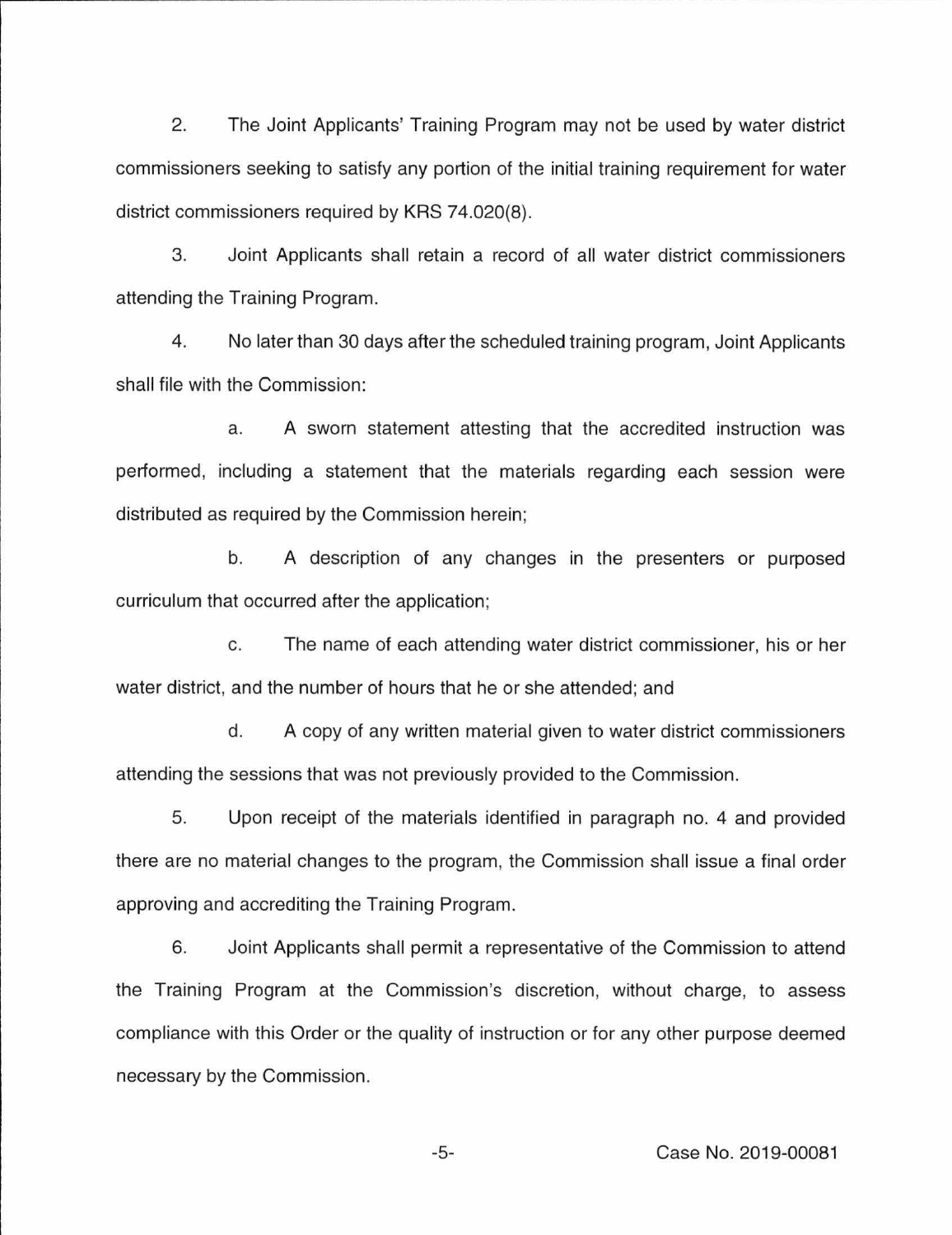2. The Joint Applicants' Training Program may not be used by water district commissioners seeking to satisfy any portion of the initial training requirement for water district commissioners required by KRS 74.020(8).

3. Joint Applicants shall retain a record of all water district commissioners attending the Training Program.

4. No later than 30 days after the scheduled training program, Joint Applicants shall file with the Commission:

   a. A sworn statement attesting that the accredited instruction was performed, including a statement that the materials regarding each session were distributed as required by the Commission herein;

   b. A description of any changes in the presenters or purposed curriculum that occurred after the application;

   c. The name of each attending water district commissioner, his or her water district, and the number of hours that he or she attended; and

   d. A copy of any written material given to water district commissioners attending the sessions that was not previously provided to the Commission.

5. Upon receipt of the materials identified in paragraph no. 4 and provided there are no material changes to the program, the Commission shall issue a final order approving and accrediting the Training Program.

6. Joint Applicants shall permit a representative of the Commission to attend the Training Program at the Commission's discretion, without charge, to assess compliance with this Order or the quality of instruction or for any other purpose deemed necessary by the Commission.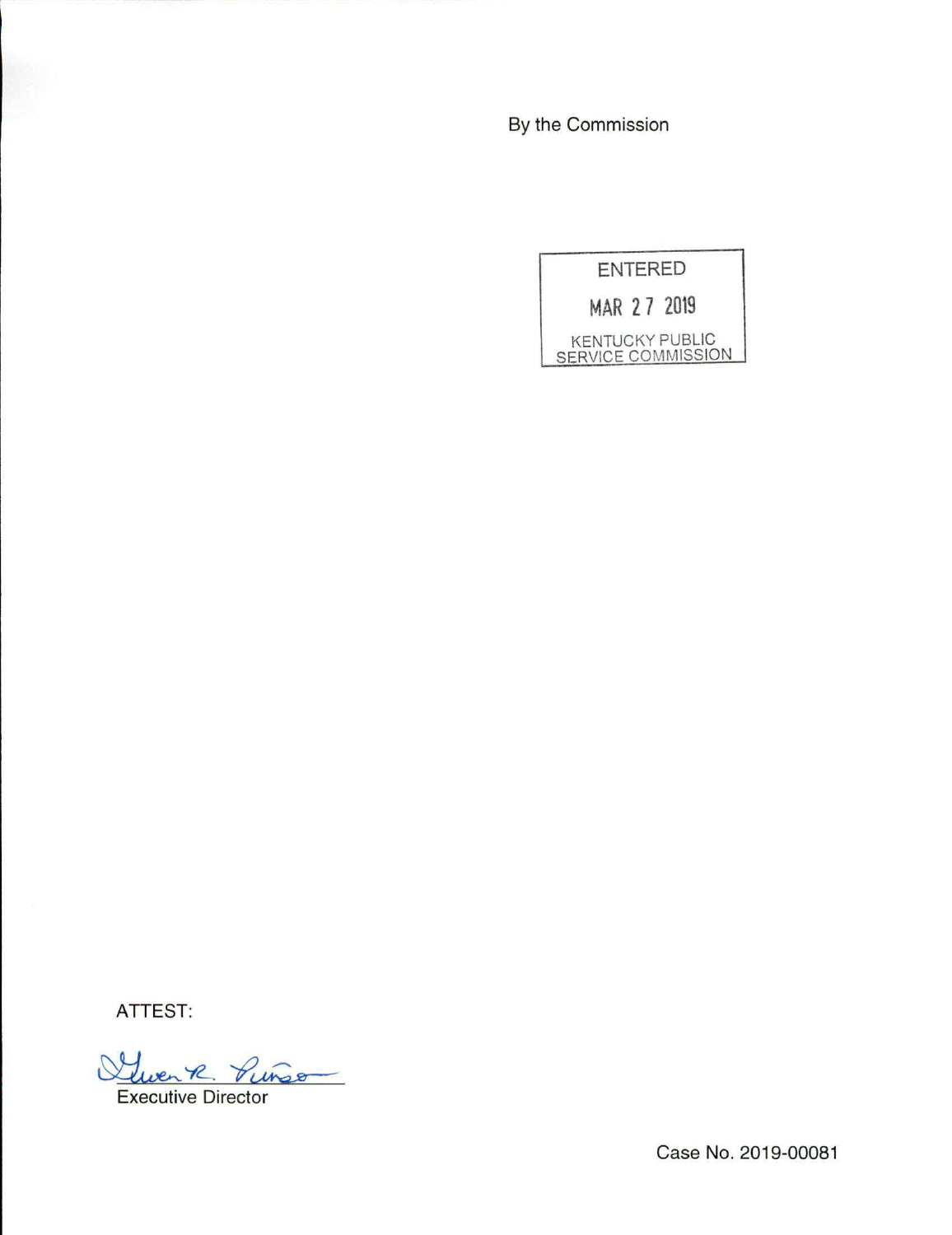By the Commission

ENTERED

MAR 27 2019

KENTUCKY PUBLIC SERVICE COMMISSION

ATTEST:

Executive Director

Case No. 2019-00081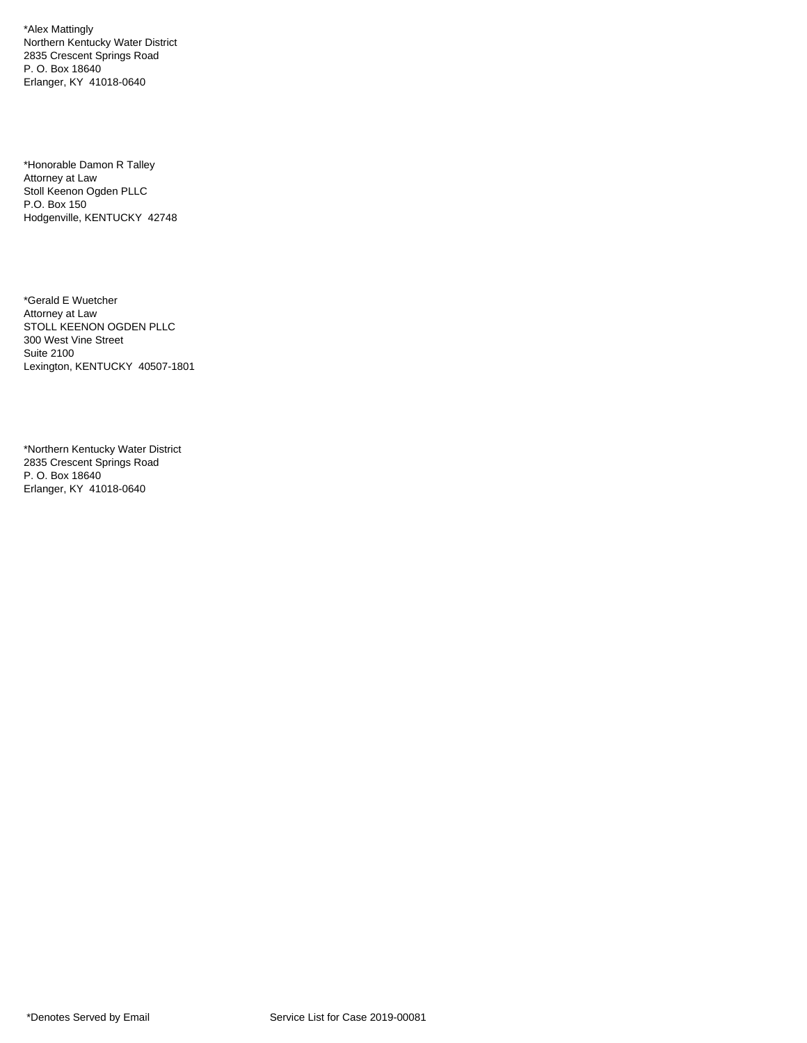*Alex Mattingly
Northern Kentucky Water District
2835 Crescent Springs Road
P. O. Box 18640
Erlanger, KY  41018-0640

*Honorable Damon R Talley
Attorney at Law
Stoll Keenon Ogden PLLC
P.O. Box 150
Hodgenville, KENTUCKY  42748

*Gerald E Wuetcher
Attorney at Law
STOLL KEENON OGDEN PLLC
300 West Vine Street
Suite 2100
Lexington, KENTUCKY  40507-1801

*Northern Kentucky Water District
2835 Crescent Springs Road
P. O. Box 18640
Erlanger, KY  41018-0640

*Denotes Served by Email

Service List for Case 2019-00081